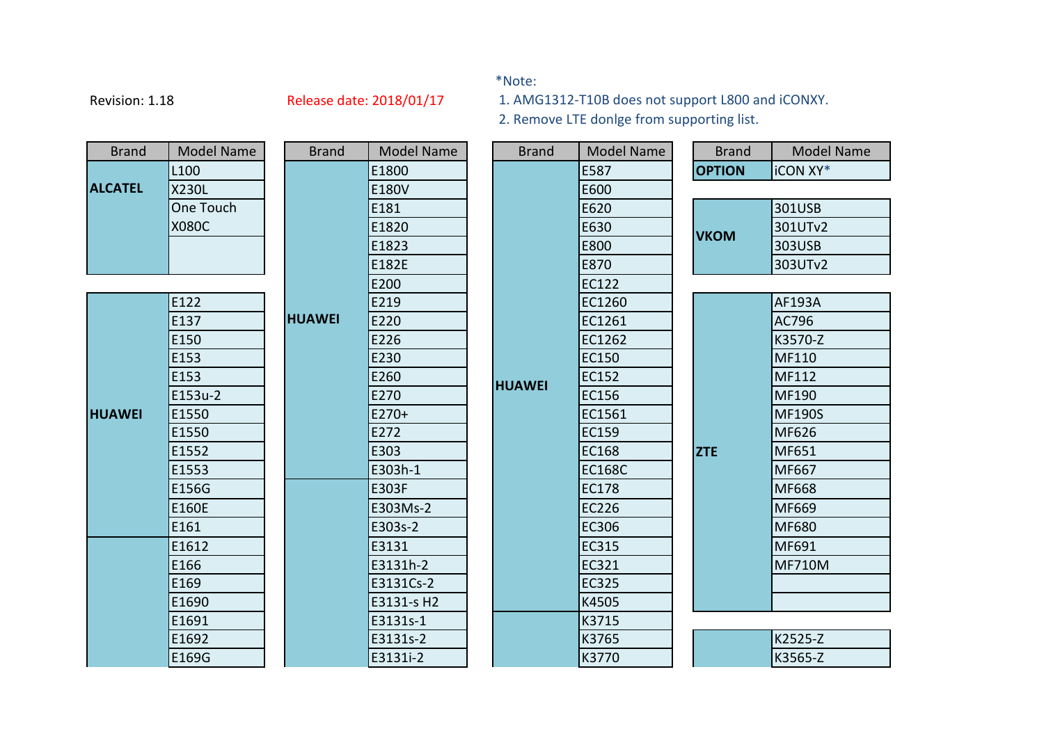Revision: 1.18

Release date: 2018/01/17

*Note:

1. AMG1312-T10B does not support L800 and iCONXY.
2. Remove LTE donlge from supporting list.

| Brand | Model Name |
|---|---|
| ALCATEL | L100 |
| | X230L |
| | One Touch X080C |
| | |
| HUAWEI | E122 |
| | E137 |
| | E150 |
| | E153 |
| | E153 |
| | E153u-2 |
| | E1550 |
| | E1550 |
| | E1552 |
| | E1553 |
| | E156G |
| | E160E |
| | E161 |
| | E1612 |
| | E166 |
| | E169 |
| | E1690 |
| | E1691 |
| | E1692 |
| | E169G |

| Brand | Model Name |
|---|---|
| HUAWEI | E1800 |
| | E180V |
| | E181 |
| | E1820 |
| | E1823 |
| | E182E |
| | E200 |
| | E219 |
| | E220 |
| | E226 |
| | E230 |
| | E260 |
| | E270 |
| | E270+ |
| | E272 |
| | E303 |
| | E303h-1 |
| | E303F |
| | E303Ms-2 |
| | E303s-2 |
| | E3131 |
| | E3131h-2 |
| | E3131Cs-2 |
| | E3131-s H2 |
| | E3131s-1 |
| | E3131s-2 |
| | E3131i-2 |

| Brand | Model Name |
|---|---|
| HUAWEI | E587 |
| | E600 |
| | E620 |
| | E630 |
| | E800 |
| | E870 |
| | EC122 |
| | EC1260 |
| | EC1261 |
| | EC1262 |
| | EC150 |
| | EC152 |
| | EC156 |
| | EC1561 |
| | EC159 |
| | EC168 |
| | EC168C |
| | EC178 |
| | EC226 |
| | EC306 |
| | EC315 |
| | EC321 |
| | EC325 |
| | K4505 |
| | K3715 |
| | K3765 |
| | K3770 |

| Brand | Model Name |
|---|---|
| OPTION | iCON XY* |
| VKOM | 301USB |
| | 301UTv2 |
| | 303USB |
| | 303UTv2 |
| ZTE | AF193A |
| | AC796 |
| | K3570-Z |
| | MF110 |
| | MF112 |
| | MF190 |
| | MF190S |
| | MF626 |
| | MF651 |
| | MF667 |
| | MF668 |
| | MF669 |
| | MF680 |
| | MF691 |
| | MF710M |
| | |
| | |
| | K2525-Z |
| | K3565-Z |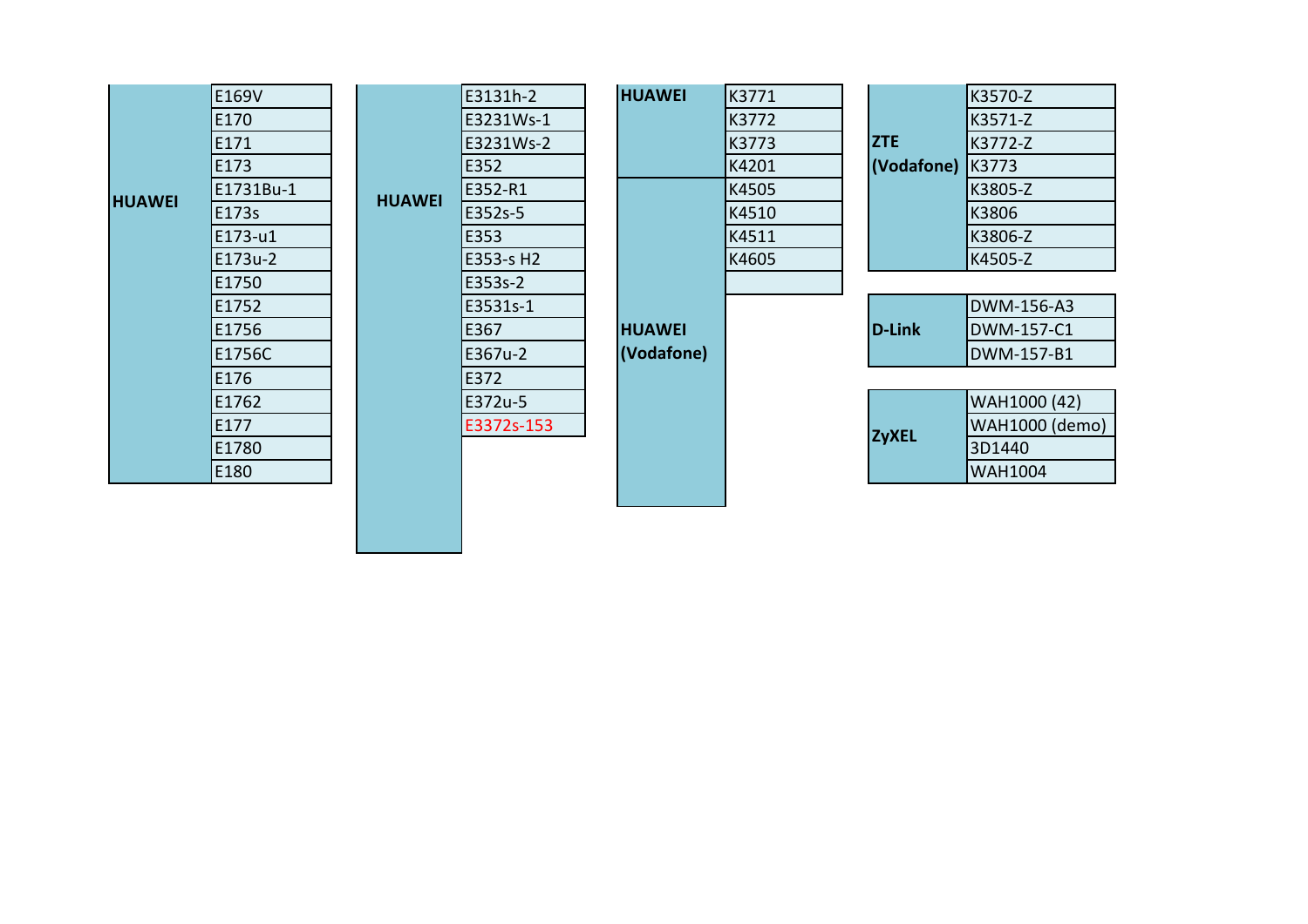| | |
|---|---|
| HUAWEI | E169V |
| | E170 |
| | E171 |
| | E173 |
| | E1731Bu-1 |
| | E173s |
| | E173-u1 |
| | E173u-2 |
| | E1750 |
| | E1752 |
| | E1756 |
| | E1756C |
| | E176 |
| | E1762 |
| | E177 |
| | E1780 |
| | E180 |

| | |
|---|---|
| HUAWEI | E3131h-2 |
| | E3231Ws-1 |
| | E3231Ws-2 |
| | E352 |
| | E352-R1 |
| | E352s-5 |
| | E353 |
| | E353-s H2 |
| | E353s-2 |
| | E3531s-1 |
| | E367 |
| | E367u-2 |
| | E372 |
| | E372u-5 |
| | E3372s-153 |

| | |
|---|---|
| HUAWEI | K3771 |
| | K3772 |
| | K3773 |
| | K4201 |
| HUAWEI (Vodafone) | K4505 |
| | K4510 |
| | K4511 |
| | K4605 |
| | |

| | |
|---|---|
| ZTE (Vodafone) | K3570-Z |
| | K3571-Z |
| | K3772-Z |
| | K3773 |
| | K3805-Z |
| | K3806 |
| | K3806-Z |
| | K4505-Z |

| | |
|---|---|
| D-Link | DWM-156-A3 |
| | DWM-157-C1 |
| | DWM-157-B1 |

| | |
|---|---|
| ZyXEL | WAH1000 (42) |
| | WAH1000 (demo) |
| | 3D1440 |
| | WAH1004 |